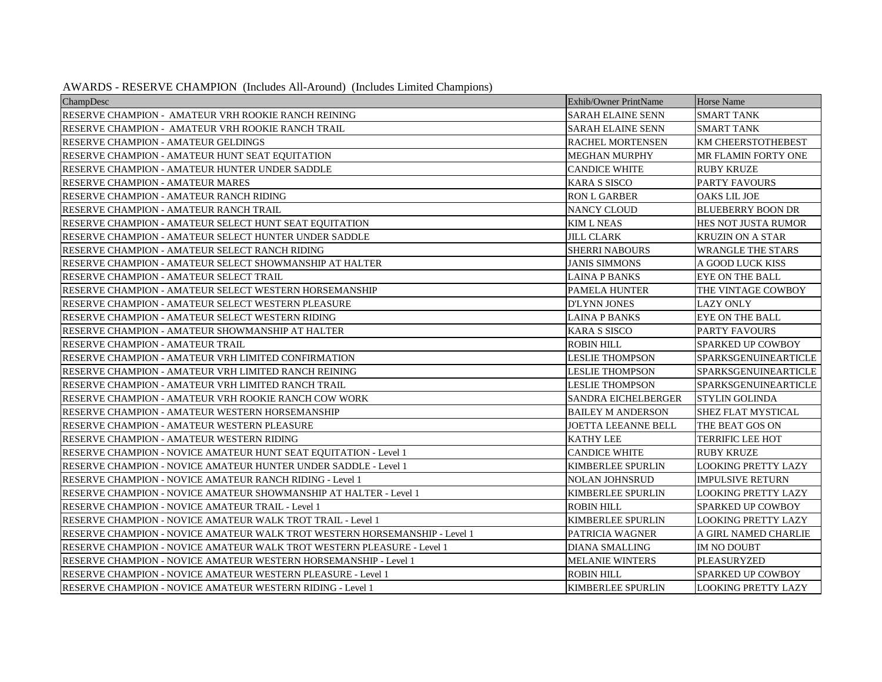AWARDS - RESERVE CHAMPION (Includes All-Around) (Includes Limited Champions)

| ChampDesc | Exhib/Owner PrintName | Horse Name |
|---|---|---|
| RESERVE CHAMPION - AMATEUR VRH ROOKIE RANCH REINING | SARAH ELAINE SENN | SMART TANK |
| RESERVE CHAMPION - AMATEUR VRH ROOKIE RANCH TRAIL | SARAH ELAINE SENN | SMART TANK |
| RESERVE CHAMPION - AMATEUR GELDINGS | RACHEL MORTENSEN | KM CHEERSTOTHEBEST |
| RESERVE CHAMPION - AMATEUR HUNT SEAT EQUITATION | MEGHAN MURPHY | MR FLAMIN FORTY ONE |
| RESERVE CHAMPION - AMATEUR HUNTER UNDER SADDLE | CANDICE WHITE | RUBY KRUZE |
| RESERVE CHAMPION - AMATEUR MARES | KARA S SISCO | PARTY FAVOURS |
| RESERVE CHAMPION - AMATEUR RANCH RIDING | RON L GARBER | OAKS LIL JOE |
| RESERVE CHAMPION - AMATEUR RANCH TRAIL | NANCY CLOUD | BLUEBERRY BOON DR |
| RESERVE CHAMPION - AMATEUR SELECT HUNT SEAT EQUITATION | KIM L NEAS | HES NOT JUSTA RUMOR |
| RESERVE CHAMPION - AMATEUR SELECT HUNTER UNDER SADDLE | JILL CLARK | KRUZIN ON A STAR |
| RESERVE CHAMPION - AMATEUR SELECT RANCH RIDING | SHERRI NABOURS | WRANGLE THE STARS |
| RESERVE CHAMPION - AMATEUR SELECT SHOWMANSHIP AT HALTER | JANIS SIMMONS | A GOOD LUCK KISS |
| RESERVE CHAMPION - AMATEUR SELECT TRAIL | LAINA P BANKS | EYE ON THE BALL |
| RESERVE CHAMPION - AMATEUR SELECT WESTERN HORSEMANSHIP | PAMELA HUNTER | THE VINTAGE COWBOY |
| RESERVE CHAMPION - AMATEUR SELECT WESTERN PLEASURE | D'LYNN JONES | LAZY ONLY |
| RESERVE CHAMPION - AMATEUR SELECT WESTERN RIDING | LAINA P BANKS | EYE ON THE BALL |
| RESERVE CHAMPION - AMATEUR SHOWMANSHIP AT HALTER | KARA S SISCO | PARTY FAVOURS |
| RESERVE CHAMPION - AMATEUR TRAIL | ROBIN HILL | SPARKED UP COWBOY |
| RESERVE CHAMPION - AMATEUR VRH LIMITED CONFIRMATION | LESLIE THOMPSON | SPARKSGENUINEARTICLE |
| RESERVE CHAMPION - AMATEUR VRH LIMITED RANCH REINING | LESLIE THOMPSON | SPARKSGENUINEARTICLE |
| RESERVE CHAMPION - AMATEUR VRH LIMITED RANCH TRAIL | LESLIE THOMPSON | SPARKSGENUINEARTICLE |
| RESERVE CHAMPION - AMATEUR VRH ROOKIE RANCH COW WORK | SANDRA EICHELBERGER | STYLIN GOLINDA |
| RESERVE CHAMPION - AMATEUR WESTERN HORSEMANSHIP | BAILEY M ANDERSON | SHEZ FLAT MYSTICAL |
| RESERVE CHAMPION - AMATEUR WESTERN PLEASURE | JOETTA LEEANNE BELL | THE BEAT GOS ON |
| RESERVE CHAMPION - AMATEUR WESTERN RIDING | KATHY LEE | TERRIFIC LEE HOT |
| RESERVE CHAMPION - NOVICE AMATEUR HUNT SEAT EQUITATION - Level 1 | CANDICE WHITE | RUBY KRUZE |
| RESERVE CHAMPION - NOVICE AMATEUR HUNTER UNDER SADDLE - Level 1 | KIMBERLEE SPURLIN | LOOKING PRETTY LAZY |
| RESERVE CHAMPION - NOVICE AMATEUR RANCH RIDING - Level 1 | NOLAN JOHNSRUD | IMPULSIVE RETURN |
| RESERVE CHAMPION - NOVICE AMATEUR SHOWMANSHIP AT HALTER - Level 1 | KIMBERLEE SPURLIN | LOOKING PRETTY LAZY |
| RESERVE CHAMPION - NOVICE AMATEUR TRAIL - Level 1 | ROBIN HILL | SPARKED UP COWBOY |
| RESERVE CHAMPION - NOVICE AMATEUR WALK TROT TRAIL - Level 1 | KIMBERLEE SPURLIN | LOOKING PRETTY LAZY |
| RESERVE CHAMPION - NOVICE AMATEUR WALK TROT WESTERN HORSEMANSHIP - Level 1 | PATRICIA WAGNER | A GIRL NAMED CHARLIE |
| RESERVE CHAMPION - NOVICE AMATEUR WALK TROT WESTERN PLEASURE - Level 1 | DIANA SMALLING | IM NO DOUBT |
| RESERVE CHAMPION - NOVICE AMATEUR WESTERN HORSEMANSHIP - Level 1 | MELANIE WINTERS | PLEASURYZED |
| RESERVE CHAMPION - NOVICE AMATEUR WESTERN PLEASURE - Level 1 | ROBIN HILL | SPARKED UP COWBOY |
| RESERVE CHAMPION - NOVICE AMATEUR WESTERN RIDING - Level 1 | KIMBERLEE SPURLIN | LOOKING PRETTY LAZY |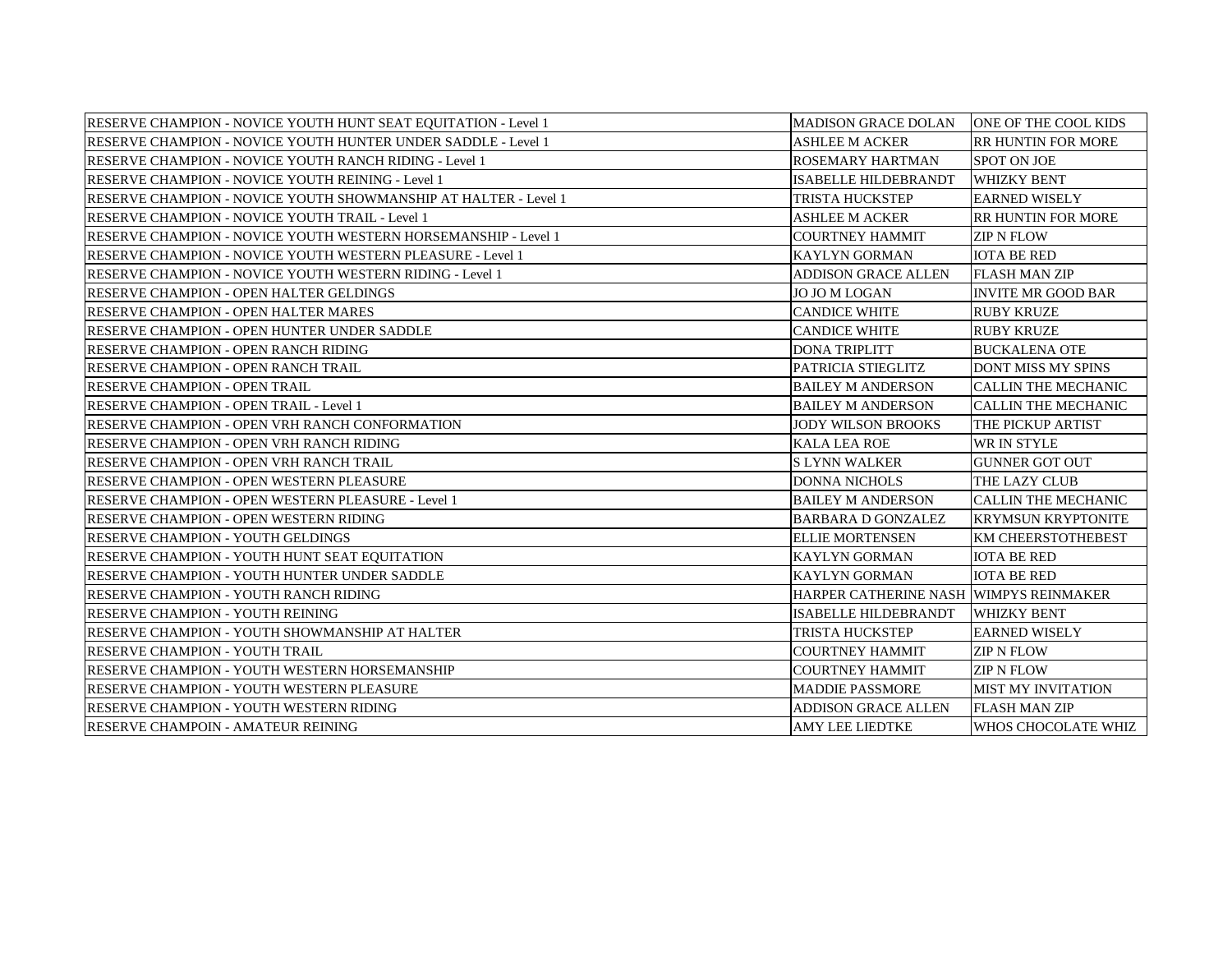| | | |
|---|---|---|
| RESERVE CHAMPION - NOVICE YOUTH HUNT SEAT EQUITATION - Level 1 | MADISON GRACE DOLAN | ONE OF THE COOL KIDS |
| RESERVE CHAMPION - NOVICE YOUTH HUNTER UNDER SADDLE - Level 1 | ASHLEE M ACKER | RR HUNTIN FOR MORE |
| RESERVE CHAMPION - NOVICE YOUTH RANCH RIDING - Level 1 | ROSEMARY HARTMAN | SPOT ON JOE |
| RESERVE CHAMPION - NOVICE YOUTH REINING - Level 1 | ISABELLE HILDEBRANDT | WHIZKY BENT |
| RESERVE CHAMPION - NOVICE YOUTH SHOWMANSHIP AT HALTER - Level 1 | TRISTA HUCKSTEP | EARNED WISELY |
| RESERVE CHAMPION - NOVICE YOUTH TRAIL - Level 1 | ASHLEE M ACKER | RR HUNTIN FOR MORE |
| RESERVE CHAMPION - NOVICE YOUTH WESTERN HORSEMANSHIP - Level 1 | COURTNEY HAMMIT | ZIP N FLOW |
| RESERVE CHAMPION - NOVICE YOUTH WESTERN PLEASURE - Level 1 | KAYLYN GORMAN | IOTA BE RED |
| RESERVE CHAMPION - NOVICE YOUTH WESTERN RIDING - Level 1 | ADDISON GRACE ALLEN | FLASH MAN ZIP |
| RESERVE CHAMPION - OPEN HALTER GELDINGS | JO JO M LOGAN | INVITE MR GOOD BAR |
| RESERVE CHAMPION - OPEN HALTER MARES | CANDICE WHITE | RUBY KRUZE |
| RESERVE CHAMPION - OPEN HUNTER UNDER SADDLE | CANDICE WHITE | RUBY KRUZE |
| RESERVE CHAMPION - OPEN RANCH RIDING | DONA TRIPLITT | BUCKALENA OTE |
| RESERVE CHAMPION - OPEN RANCH TRAIL | PATRICIA STIEGLITZ | DONT MISS MY SPINS |
| RESERVE CHAMPION - OPEN TRAIL | BAILEY M ANDERSON | CALLIN THE MECHANIC |
| RESERVE CHAMPION - OPEN TRAIL - Level 1 | BAILEY M ANDERSON | CALLIN THE MECHANIC |
| RESERVE CHAMPION - OPEN VRH RANCH CONFORMATION | JODY WILSON BROOKS | THE PICKUP ARTIST |
| RESERVE CHAMPION - OPEN VRH RANCH RIDING | KALA LEA ROE | WR IN STYLE |
| RESERVE CHAMPION - OPEN VRH RANCH TRAIL | S LYNN WALKER | GUNNER GOT OUT |
| RESERVE CHAMPION - OPEN WESTERN PLEASURE | DONNA NICHOLS | THE LAZY CLUB |
| RESERVE CHAMPION - OPEN WESTERN PLEASURE - Level 1 | BAILEY M ANDERSON | CALLIN THE MECHANIC |
| RESERVE CHAMPION - OPEN WESTERN RIDING | BARBARA D GONZALEZ | KRYMSUN KRYPTONITE |
| RESERVE CHAMPION - YOUTH GELDINGS | ELLIE MORTENSEN | KM CHEERSTOTHEBEST |
| RESERVE CHAMPION - YOUTH HUNT SEAT EQUITATION | KAYLYN GORMAN | IOTA BE RED |
| RESERVE CHAMPION - YOUTH HUNTER UNDER SADDLE | KAYLYN GORMAN | IOTA BE RED |
| RESERVE CHAMPION - YOUTH RANCH RIDING | HARPER CATHERINE NASH | WIMPYS REINMAKER |
| RESERVE CHAMPION - YOUTH REINING | ISABELLE HILDEBRANDT | WHIZKY BENT |
| RESERVE CHAMPION - YOUTH SHOWMANSHIP AT HALTER | TRISTA HUCKSTEP | EARNED WISELY |
| RESERVE CHAMPION - YOUTH TRAIL | COURTNEY HAMMIT | ZIP N FLOW |
| RESERVE CHAMPION - YOUTH WESTERN HORSEMANSHIP | COURTNEY HAMMIT | ZIP N FLOW |
| RESERVE CHAMPION - YOUTH WESTERN PLEASURE | MADDIE PASSMORE | MIST MY INVITATION |
| RESERVE CHAMPION - YOUTH WESTERN RIDING | ADDISON GRACE ALLEN | FLASH MAN ZIP |
| RESERVE CHAMPOIN - AMATEUR REINING | AMY LEE LIEDTKE | WHOS CHOCOLATE WHIZ |